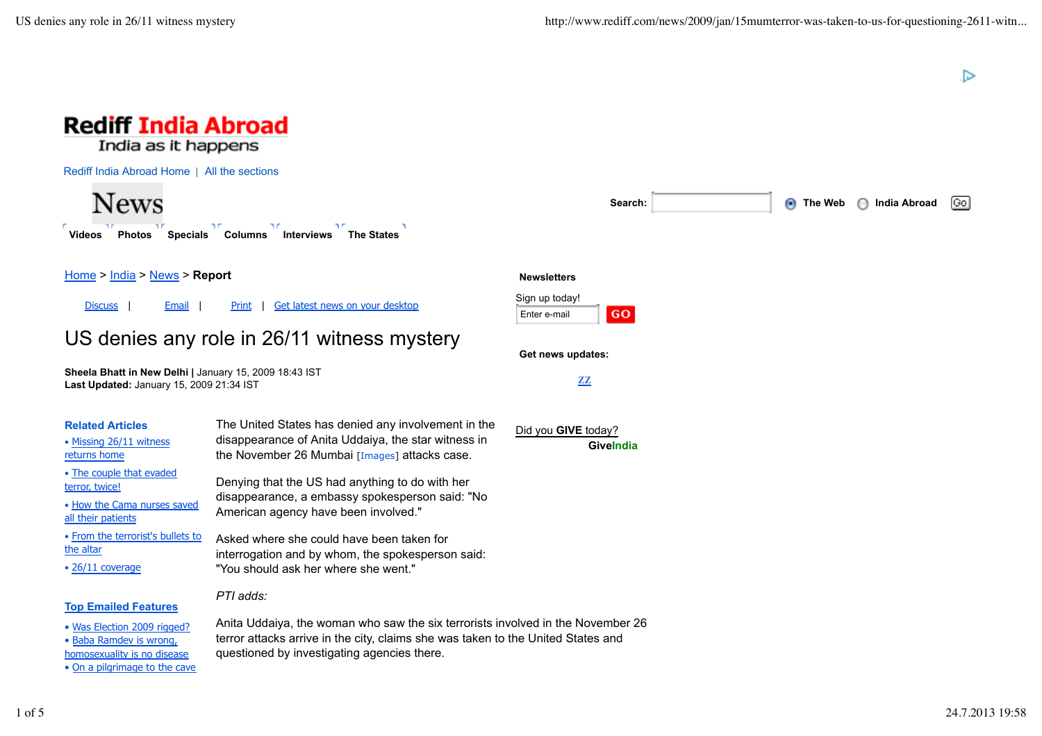# Rediff India Abroad

India as it happens

Rediff India Abroad Home | All the sections

News

Videos Photos Specials Columns Interviews The States

Search: The Web India Abroad Go

Home > India > News > **Report**

Discuss | Email | Print | Get latest news on your desktop

# US denies any role in 26/11 witness mystery

**Sheela Bhatt in New Delhi |** January 15, 2009 18:43 IST
**Last Updated:** January 15, 2009 21:34 IST

**Related Articles**

- Missing 26/11 witness returns home
- The couple that evaded terror, twice!
- How the Cama nurses saved all their patients
- From the terrorist's bullets to the altar
- 26/11 coverage

**Top Emailed Features**

- Was Election 2009 rigged?
- Baba Ramdev is wrong, homosexuality is no disease
- On a pilgrimage to the cave

The United States has denied any involvement in the disappearance of Anita Uddaiya, the star witness in the November 26 Mumbai [Images] attacks case.

Denying that the US had anything to do with her disappearance, a embassy spokesperson said: "No American agency have been involved."

Asked where she could have been taken for interrogation and by whom, the spokesperson said: "You should ask her where she went."

*PTI adds:*

Anita Uddaiya, the woman who saw the six terrorists involved in the November 26 terror attacks arrive in the city, claims she was taken to the United States and questioned by investigating agencies there.

**Newsletters**

Sign up today!

Enter e-mail GO

**Get news updates:**

ZZ

Did you **GIVE** today?

**GiveIndia**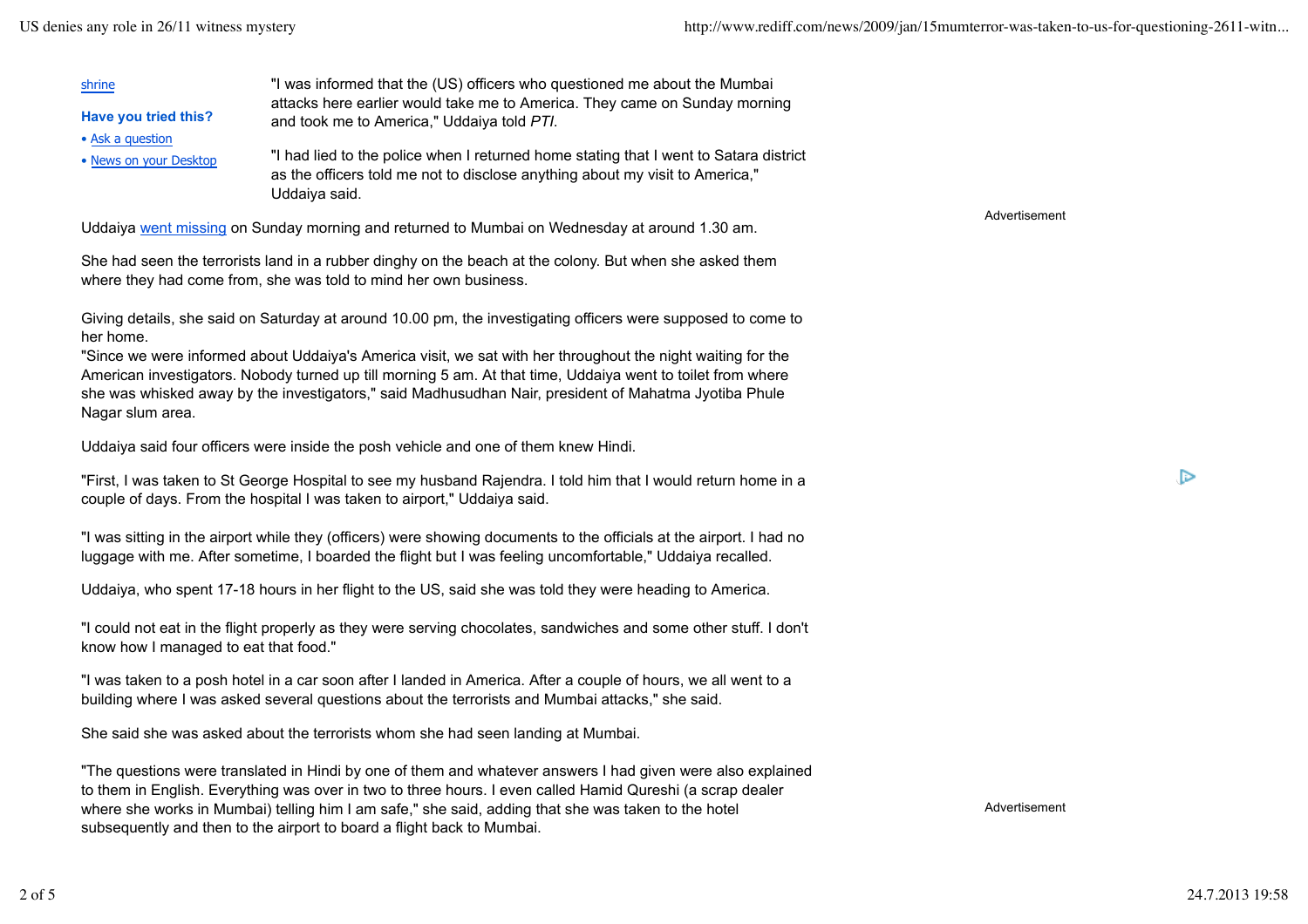shrine

**Have you tried this?**

- Ask a question
- News on your Desktop

"I was informed that the (US) officers who questioned me about the Mumbai attacks here earlier would take me to America. They came on Sunday morning and took me to America," Uddaiya told *PTI*.

"I had lied to the police when I returned home stating that I went to Satara district as the officers told me not to disclose anything about my visit to America," Uddaiya said.

Uddaiya went missing on Sunday morning and returned to Mumbai on Wednesday at around 1.30 am.

She had seen the terrorists land in a rubber dinghy on the beach at the colony. But when she asked them where they had come from, she was told to mind her own business.

Giving details, she said on Saturday at around 10.00 pm, the investigating officers were supposed to come to her home.
"Since we were informed about Uddaiya's America visit, we sat with her throughout the night waiting for the American investigators. Nobody turned up till morning 5 am. At that time, Uddaiya went to toilet from where she was whisked away by the investigators," said Madhusudhan Nair, president of Mahatma Jyotiba Phule Nagar slum area.

Uddaiya said four officers were inside the posh vehicle and one of them knew Hindi.

"First, I was taken to St George Hospital to see my husband Rajendra. I told him that I would return home in a couple of days. From the hospital I was taken to airport," Uddaiya said.

"I was sitting in the airport while they (officers) were showing documents to the officials at the airport. I had no luggage with me. After sometime, I boarded the flight but I was feeling uncomfortable," Uddaiya recalled.

Uddaiya, who spent 17-18 hours in her flight to the US, said she was told they were heading to America.

"I could not eat in the flight properly as they were serving chocolates, sandwiches and some other stuff. I don't know how I managed to eat that food."

"I was taken to a posh hotel in a car soon after I landed in America. After a couple of hours, we all went to a building where I was asked several questions about the terrorists and Mumbai attacks," she said.

She said she was asked about the terrorists whom she had seen landing at Mumbai.

"The questions were translated in Hindi by one of them and whatever answers I had given were also explained to them in English. Everything was over in two to three hours. I even called Hamid Qureshi (a scrap dealer where she works in Mumbai) telling him I am safe," she said, adding that she was taken to the hotel subsequently and then to the airport to board a flight back to Mumbai.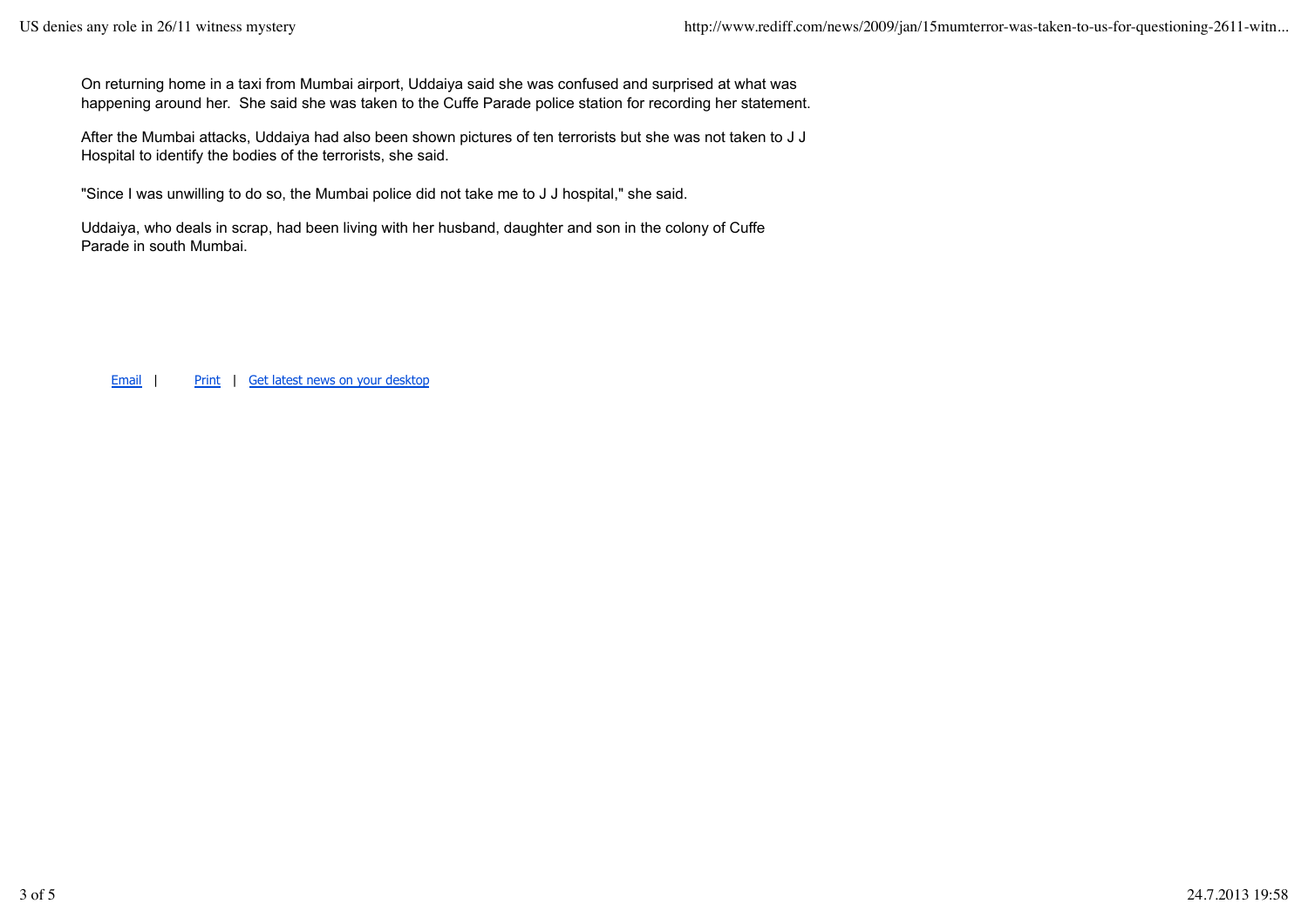On returning home in a taxi from Mumbai airport, Uddaiya said she was confused and surprised at what was happening around her. She said she was taken to the Cuffe Parade police station for recording her statement.

After the Mumbai attacks, Uddaiya had also been shown pictures of ten terrorists but she was not taken to J J Hospital to identify the bodies of the terrorists, she said.

"Since I was unwilling to do so, the Mumbai police did not take me to J J hospital," she said.

Uddaiya, who deals in scrap, had been living with her husband, daughter and son in the colony of Cuffe Parade in south Mumbai.

Email | Print | Get latest news on your desktop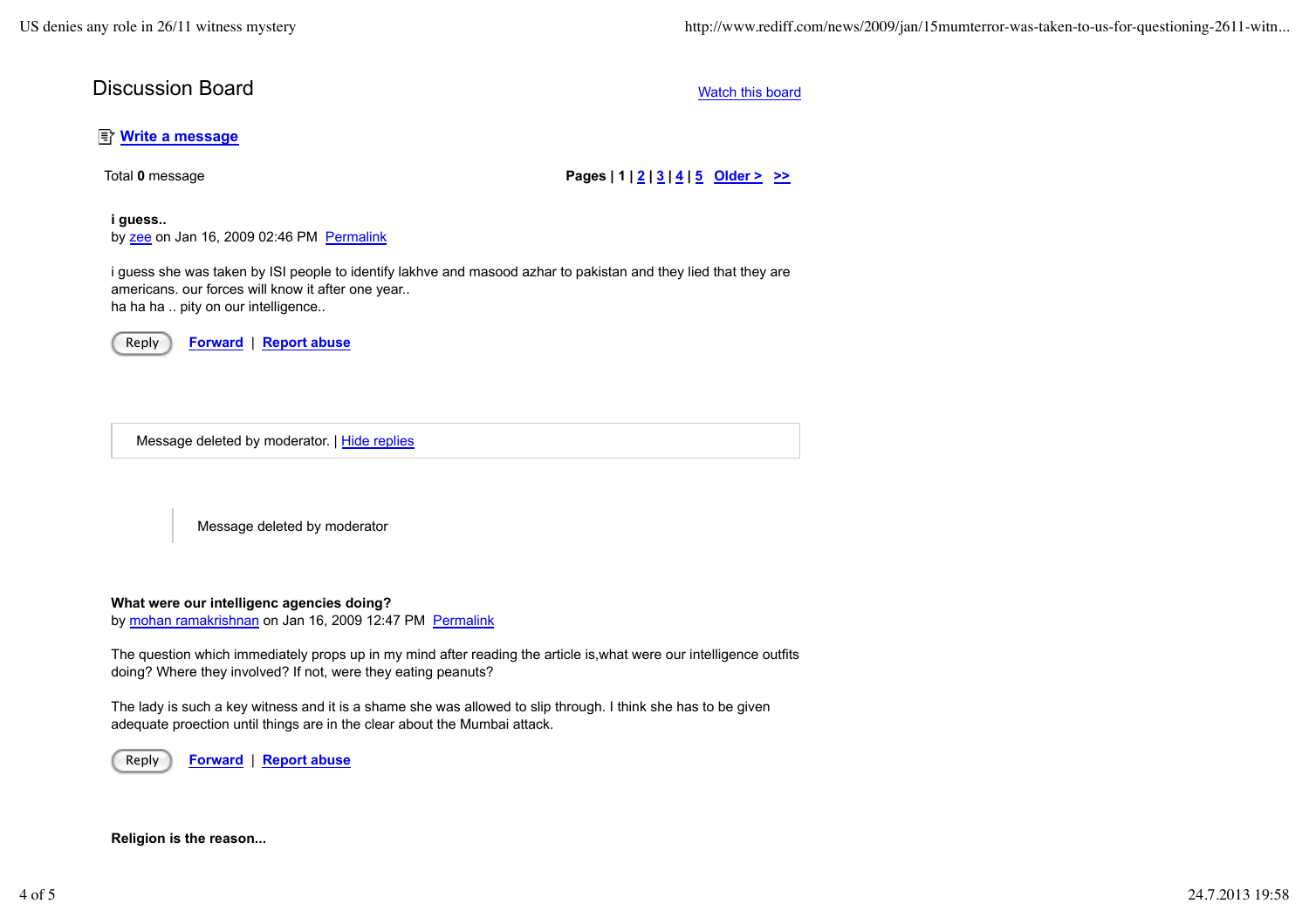## Discussion Board

Watch this board

**Write a message**

Total **0** message

**Pages | 1 | 2 | 3 | 4 | 5 Older > >>**

**i guess..**
by zee on Jan 16, 2009 02:46 PM Permalink

i guess she was taken by ISI people to identify lakhve and masood azhar to pakistan and they lied that they are americans. our forces will know it after one year..
ha ha ha .. pity on our intelligence..

Reply Forward | Report abuse

Message deleted by moderator. | Hide replies

Message deleted by moderator

**What were our intelligenc agencies doing?**
by mohan ramakrishnan on Jan 16, 2009 12:47 PM Permalink

The question which immediately props up in my mind after reading the article is,what were our intelligence outfits doing? Where they involved? If not, were they eating peanuts?

The lady is such a key witness and it is a shame she was allowed to slip through. I think she has to be given adequate proection until things are in the clear about the Mumbai attack.

Reply Forward | Report abuse

**Religion is the reason...**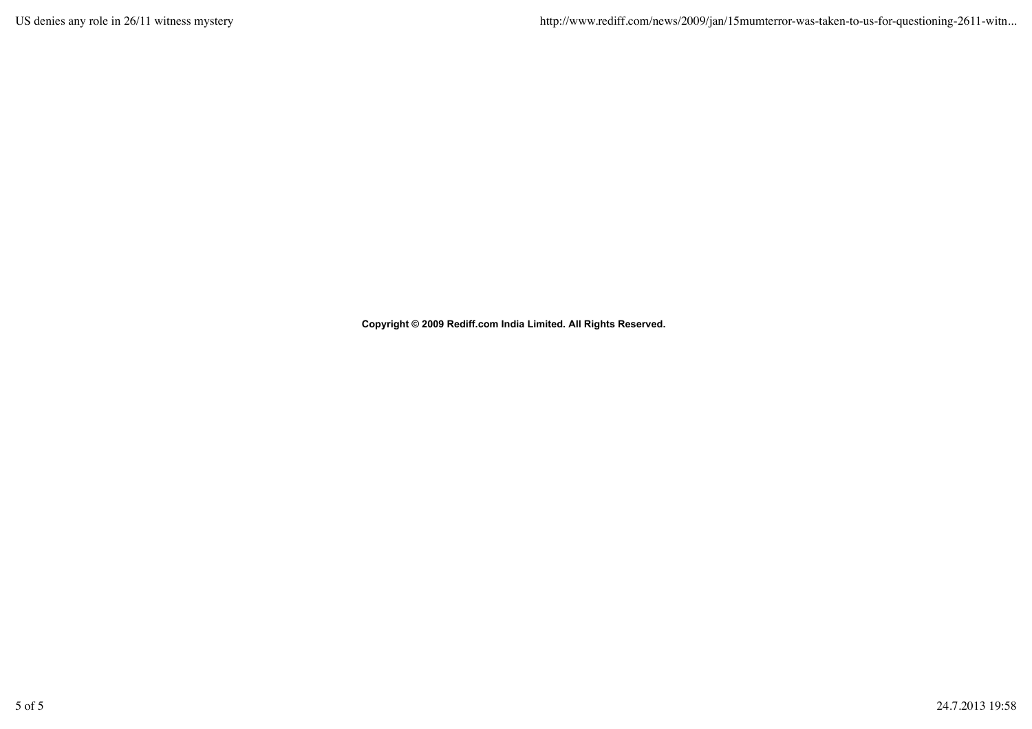**Copyright © 2009 Rediff.com India Limited. All Rights Reserved.**